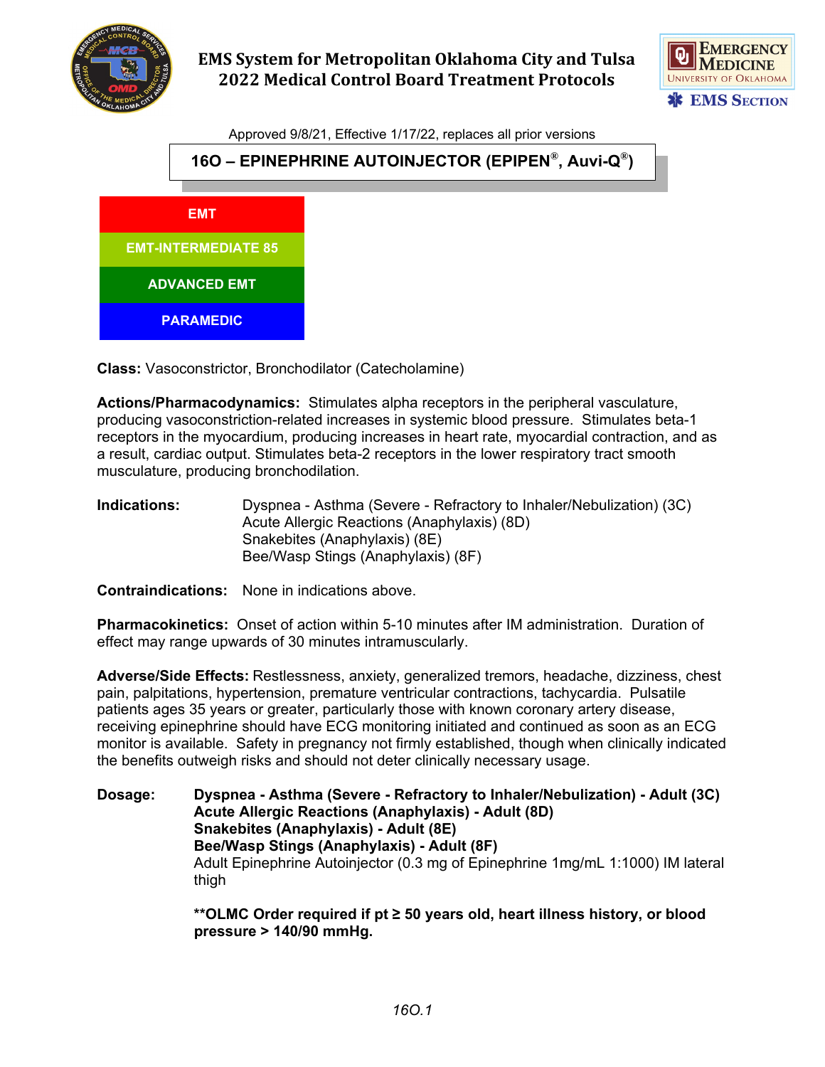# EMS System for Metropolitan Oklahoma City and Tulsa
## 2022 Medical Control Board Treatment Protocols

Approved 9/8/21, Effective 1/17/22, replaces all prior versions

## 16O – EPINEPHRINE AUTOINJECTOR (EPIPEN®, Auvi-Q®)

- EMT
- EMT-INTERMEDIATE 85
- ADVANCED EMT
- PARAMEDIC

**Class:** Vasoconstrictor, Bronchodilator (Catecholamine)

**Actions/Pharmacodynamics:** Stimulates alpha receptors in the peripheral vasculature, producing vasoconstriction-related increases in systemic blood pressure. Stimulates beta-1 receptors in the myocardium, producing increases in heart rate, myocardial contraction, and as a result, cardiac output. Stimulates beta-2 receptors in the lower respiratory tract smooth musculature, producing bronchodilation.

**Indications:**
- Dyspnea - Asthma (Severe - Refractory to Inhaler/Nebulization) (3C)
- Acute Allergic Reactions (Anaphylaxis) (8D)
- Snakebites (Anaphylaxis) (8E)
- Bee/Wasp Stings (Anaphylaxis) (8F)

**Contraindications:** None in indications above.

**Pharmacokinetics:** Onset of action within 5-10 minutes after IM administration. Duration of effect may range upwards of 30 minutes intramuscularly.

**Adverse/Side Effects:** Restlessness, anxiety, generalized tremors, headache, dizziness, chest pain, palpitations, hypertension, premature ventricular contractions, tachycardia. Pulsatile patients ages 35 years or greater, particularly those with known coronary artery disease, receiving epinephrine should have ECG monitoring initiated and continued as soon as an ECG monitor is available. Safety in pregnancy not firmly established, though when clinically indicated the benefits outweigh risks and should not deter clinically necessary usage.

**Dosage:**

**Dyspnea - Asthma (Severe - Refractory to Inhaler/Nebulization) - Adult (3C)**
**Acute Allergic Reactions (Anaphylaxis) - Adult (8D)**
**Snakebites (Anaphylaxis) - Adult (8E)**
**Bee/Wasp Stings (Anaphylaxis) - Adult (8F)**
Adult Epinephrine Autoinjector (0.3 mg of Epinephrine 1mg/mL 1:1000) IM lateral thigh

**\*\*OLMC Order required if pt ≥ 50 years old, heart illness history, or blood pressure > 140/90 mmHg.**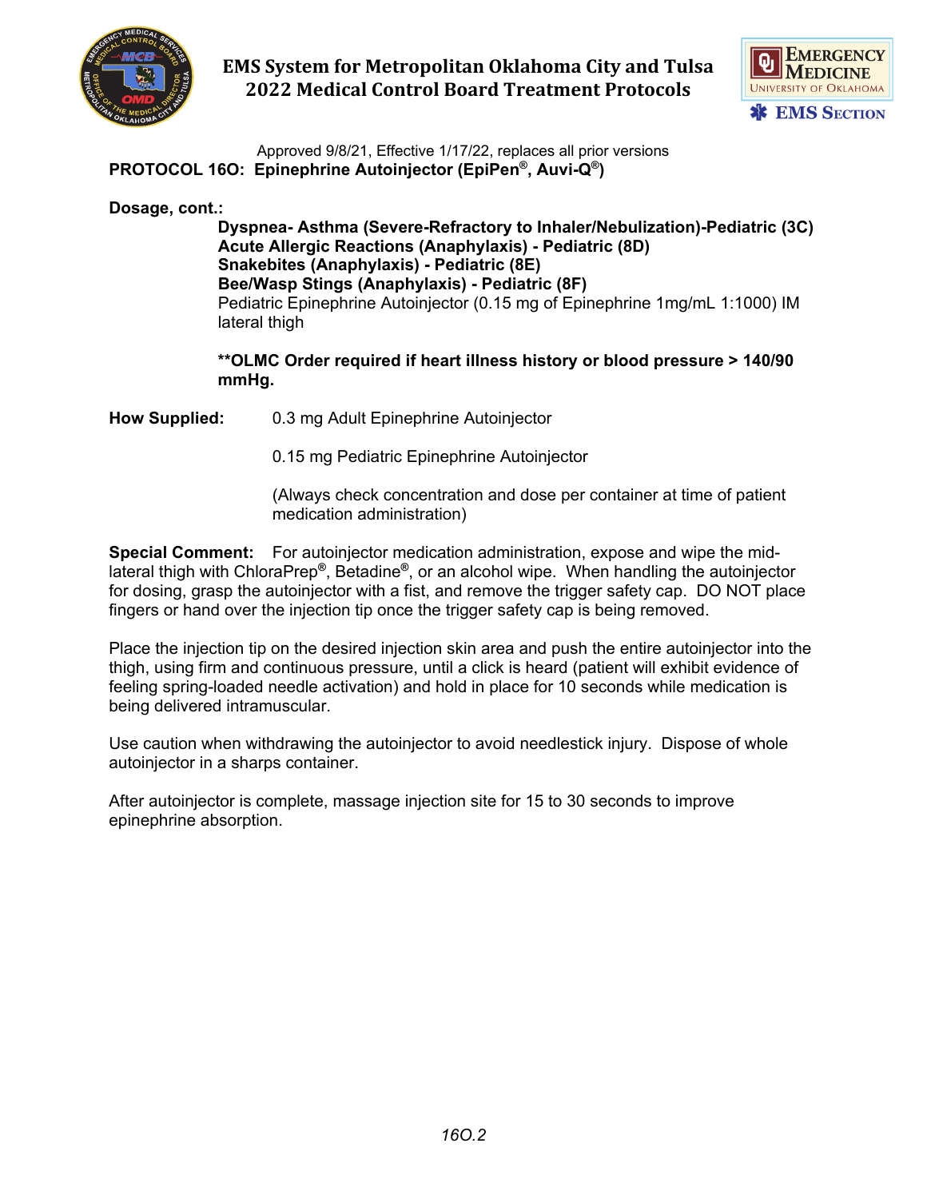Approved 9/8/21, Effective 1/17/22, replaces all prior versions

## PROTOCOL 16O: Epinephrine Autoinjector (EpiPen®, Auvi-Q®)

**Dosage, cont.:**

**Dyspnea- Asthma (Severe-Refractory to Inhaler/Nebulization)-Pediatric (3C)**
**Acute Allergic Reactions (Anaphylaxis) - Pediatric (8D)**
**Snakebites (Anaphylaxis) - Pediatric (8E)**
**Bee/Wasp Stings (Anaphylaxis) - Pediatric (8F)**
Pediatric Epinephrine Autoinjector (0.15 mg of Epinephrine 1mg/mL 1:1000) IM lateral thigh

**\*\*OLMC Order required if heart illness history or blood pressure > 140/90 mmHg.**

**How Supplied:** 0.3 mg Adult Epinephrine Autoinjector

0.15 mg Pediatric Epinephrine Autoinjector

(Always check concentration and dose per container at time of patient medication administration)

**Special Comment:** For autoinjector medication administration, expose and wipe the mid-lateral thigh with ChloraPrep®, Betadine®, or an alcohol wipe. When handling the autoinjector for dosing, grasp the autoinjector with a fist, and remove the trigger safety cap. DO NOT place fingers or hand over the injection tip once the trigger safety cap is being removed.

Place the injection tip on the desired injection skin area and push the entire autoinjector into the thigh, using firm and continuous pressure, until a click is heard (patient will exhibit evidence of feeling spring-loaded needle activation) and hold in place for 10 seconds while medication is being delivered intramuscular.

Use caution when withdrawing the autoinjector to avoid needlestick injury. Dispose of whole autoinjector in a sharps container.

After autoinjector is complete, massage injection site for 15 to 30 seconds to improve epinephrine absorption.